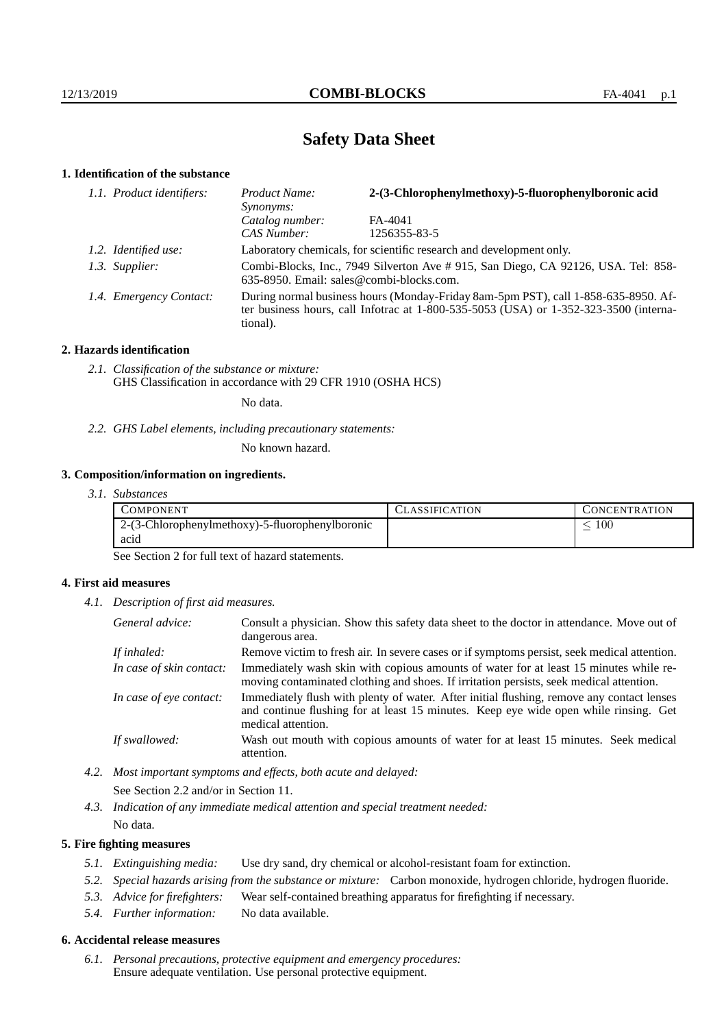# Safety Data Sheet

## 1. Identification of the substance

*1.1. Product identifiers:*
- *Product Name:* **2-(3-Chlorophenylmethoxy)-5-fluorophenylboronic acid**
- *Synonyms:*
- *Catalog number:* FA-4041
- *CAS Number:* 1256355-83-5

*1.2. Identified use:* Laboratory chemicals, for scientific research and development only.

*1.3. Supplier:* Combi-Blocks, Inc., 7949 Silverton Ave # 915, San Diego, CA 92126, USA. Tel: 858-635-8950. Email: sales@combi-blocks.com.

*1.4. Emergency Contact:* During normal business hours (Monday-Friday 8am-5pm PST), call 1-858-635-8950. After business hours, call Infotrac at 1-800-535-5053 (USA) or 1-352-323-3500 (international).

## 2. Hazards identification

*2.1. Classification of the substance or mixture:*
GHS Classification in accordance with 29 CFR 1910 (OSHA HCS)

No data.

*2.2. GHS Label elements, including precautionary statements:*

No known hazard.

## 3. Composition/information on ingredients.

*3.1. Substances*

| COMPONENT | CLASSIFICATION | CONCENTRATION |
|---|---|---|
| 2-(3-Chlorophenylmethoxy)-5-fluorophenylboronic acid | | $\leq 100$ |

See Section 2 for full text of hazard statements.

## 4. First aid measures

*4.1. Description of first aid measures.*

*General advice:* Consult a physician. Show this safety data sheet to the doctor in attendance. Move out of dangerous area.

*If inhaled:* Remove victim to fresh air. In severe cases or if symptoms persist, seek medical attention.

*In case of skin contact:* Immediately wash skin with copious amounts of water for at least 15 minutes while removing contaminated clothing and shoes. If irritation persists, seek medical attention.

*In case of eye contact:* Immediately flush with plenty of water. After initial flushing, remove any contact lenses and continue flushing for at least 15 minutes. Keep eye wide open while rinsing. Get medical attention.

*If swallowed:* Wash out mouth with copious amounts of water for at least 15 minutes. Seek medical attention.

*4.2. Most important symptoms and effects, both acute and delayed:*

See Section 2.2 and/or in Section 11.

*4.3. Indication of any immediate medical attention and special treatment needed:*

No data.

## 5. Fire fighting measures

*5.1. Extinguishing media:* Use dry sand, dry chemical or alcohol-resistant foam for extinction.

*5.2. Special hazards arising from the substance or mixture:* Carbon monoxide, hydrogen chloride, hydrogen fluoride.

*5.3. Advice for firefighters:* Wear self-contained breathing apparatus for firefighting if necessary.

*5.4. Further information:* No data available.

## 6. Accidental release measures

*6.1. Personal precautions, protective equipment and emergency procedures:*
Ensure adequate ventilation. Use personal protective equipment.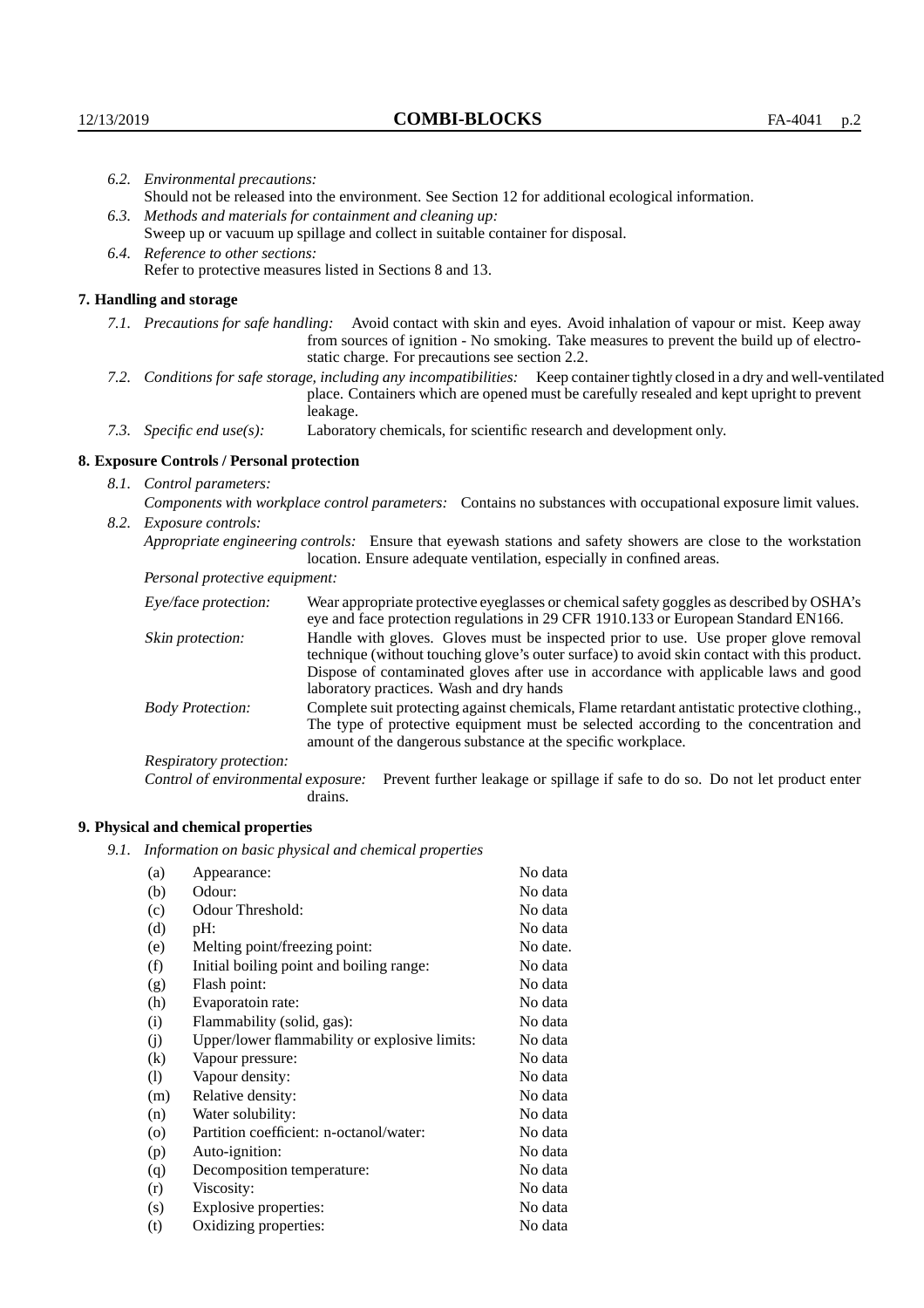*6.2. Environmental precautions:*
Should not be released into the environment. See Section 12 for additional ecological information.

*6.3. Methods and materials for containment and cleaning up:*
Sweep up or vacuum up spillage and collect in suitable container for disposal.

*6.4. Reference to other sections:*
Refer to protective measures listed in Sections 8 and 13.

## 7. Handling and storage

*7.1. Precautions for safe handling:* Avoid contact with skin and eyes. Avoid inhalation of vapour or mist. Keep away from sources of ignition - No smoking. Take measures to prevent the build up of electrostatic charge. For precautions see section 2.2.

*7.2. Conditions for safe storage, including any incompatibilities:* Keep container tightly closed in a dry and well-ventilated place. Containers which are opened must be carefully resealed and kept upright to prevent leakage.

*7.3. Specific end use(s):* Laboratory chemicals, for scientific research and development only.

## 8. Exposure Controls / Personal protection

*8.1. Control parameters:*
*Components with workplace control parameters:* Contains no substances with occupational exposure limit values.

*8.2. Exposure controls:*
*Appropriate engineering controls:* Ensure that eyewash stations and safety showers are close to the workstation location. Ensure adequate ventilation, especially in confined areas.

*Personal protective equipment:*

*Eye/face protection:* Wear appropriate protective eyeglasses or chemical safety goggles as described by OSHA's eye and face protection regulations in 29 CFR 1910.133 or European Standard EN166.

*Skin protection:* Handle with gloves. Gloves must be inspected prior to use. Use proper glove removal technique (without touching glove's outer surface) to avoid skin contact with this product. Dispose of contaminated gloves after use in accordance with applicable laws and good laboratory practices. Wash and dry hands

*Body Protection:* Complete suit protecting against chemicals, Flame retardant antistatic protective clothing., The type of protective equipment must be selected according to the concentration and amount of the dangerous substance at the specific workplace.

*Respiratory protection:*

*Control of environmental exposure:* Prevent further leakage or spillage if safe to do so. Do not let product enter drains.

## 9. Physical and chemical properties

*9.1. Information on basic physical and chemical properties*

| | | |
|---|---|---|
| (a) | Appearance: | No data |
| (b) | Odour: | No data |
| (c) | Odour Threshold: | No data |
| (d) | pH: | No data |
| (e) | Melting point/freezing point: | No date. |
| (f) | Initial boiling point and boiling range: | No data |
| (g) | Flash point: | No data |
| (h) | Evaporatoin rate: | No data |
| (i) | Flammability (solid, gas): | No data |
| (j) | Upper/lower flammability or explosive limits: | No data |
| (k) | Vapour pressure: | No data |
| (l) | Vapour density: | No data |
| (m) | Relative density: | No data |
| (n) | Water solubility: | No data |
| (o) | Partition coefficient: n-octanol/water: | No data |
| (p) | Auto-ignition: | No data |
| (q) | Decomposition temperature: | No data |
| (r) | Viscosity: | No data |
| (s) | Explosive properties: | No data |
| (t) | Oxidizing properties: | No data |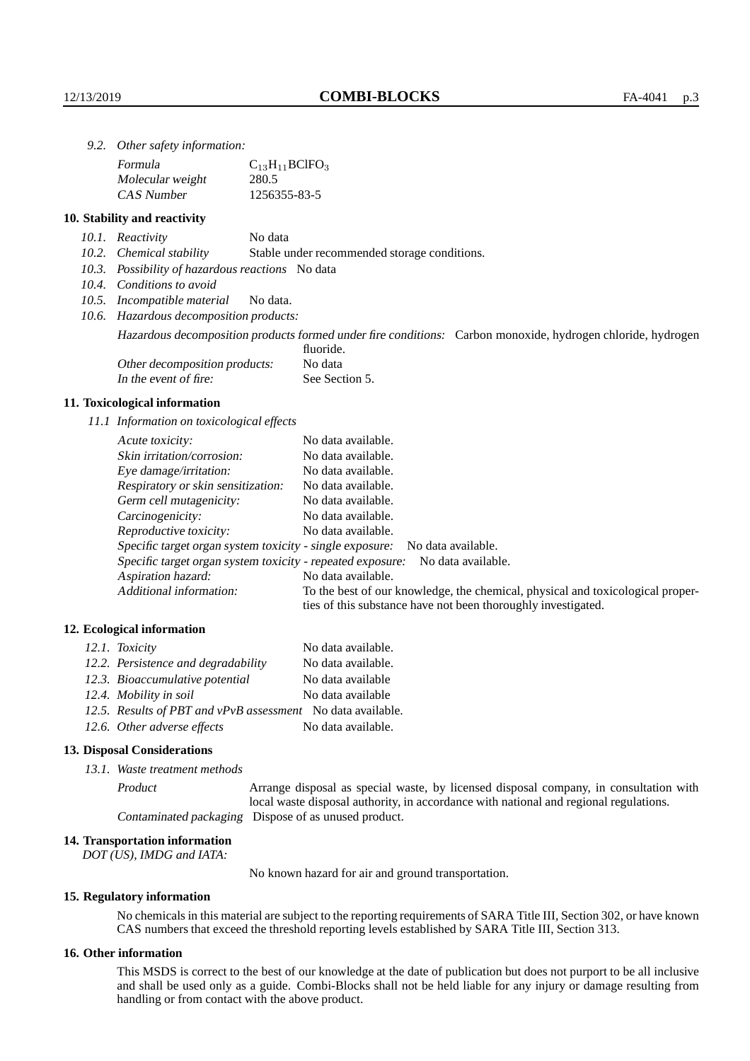*9.2. Other safety information:*

| | |
|---|---|
| *Formula* | $C_{13}H_{11}BClFO_3$ |
| *Molecular weight* | 280.5 |
| *CAS Number* | 1256355-83-5 |

## 10. Stability and reactivity

*10.1. Reactivity* No data

*10.2. Chemical stability* Stable under recommended storage conditions.

*10.3. Possibility of hazardous reactions* No data

*10.4. Conditions to avoid*

*10.5. Incompatible material* No data.

*10.6. Hazardous decomposition products:*

*Hazardous decomposition products formed under fire conditions:* Carbon monoxide, hydrogen chloride, hydrogen fluoride.

| | |
|---|---|
| *Other decomposition products:* | No data |
| *In the event of fire:* | See Section 5. |

## 11. Toxicological information

*11.1 Information on toxicological effects*

| | |
|---|---|
| *Acute toxicity:* | No data available. |
| *Skin irritation/corrosion:* | No data available. |
| *Eye damage/irritation:* | No data available. |
| *Respiratory or skin sensitization:* | No data available. |
| *Germ cell mutagenicity:* | No data available. |
| *Carcinogenicity:* | No data available. |
| *Reproductive toxicity:* | No data available. |
| *Specific target organ system toxicity - single exposure:* | No data available. |
| *Specific target organ system toxicity - repeated exposure:* | No data available. |
| *Aspiration hazard:* | No data available. |
| *Additional information:* | To the best of our knowledge, the chemical, physical and toxicological properties of this substance have not been thoroughly investigated. |

## 12. Ecological information

| | |
|---|---|
| *12.1. Toxicity* | No data available. |
| *12.2. Persistence and degradability* | No data available. |
| *12.3. Bioaccumulative potential* | No data available |
| *12.4. Mobility in soil* | No data available |
| *12.5. Results of PBT and vPvB assessment* | No data available. |
| *12.6. Other adverse effects* | No data available. |

## 13. Disposal Considerations

*13.1. Waste treatment methods*

| | |
|---|---|
| *Product* | Arrange disposal as special waste, by licensed disposal company, in consultation with local waste disposal authority, in accordance with national and regional regulations. |
| *Contaminated packaging* | Dispose of as unused product. |

## 14. Transportation information

*DOT (US), IMDG and IATA:*

No known hazard for air and ground transportation.

## 15. Regulatory information

No chemicals in this material are subject to the reporting requirements of SARA Title III, Section 302, or have known CAS numbers that exceed the threshold reporting levels established by SARA Title III, Section 313.

## 16. Other information

This MSDS is correct to the best of our knowledge at the date of publication but does not purport to be all inclusive and shall be used only as a guide. Combi-Blocks shall not be held liable for any injury or damage resulting from handling or from contact with the above product.